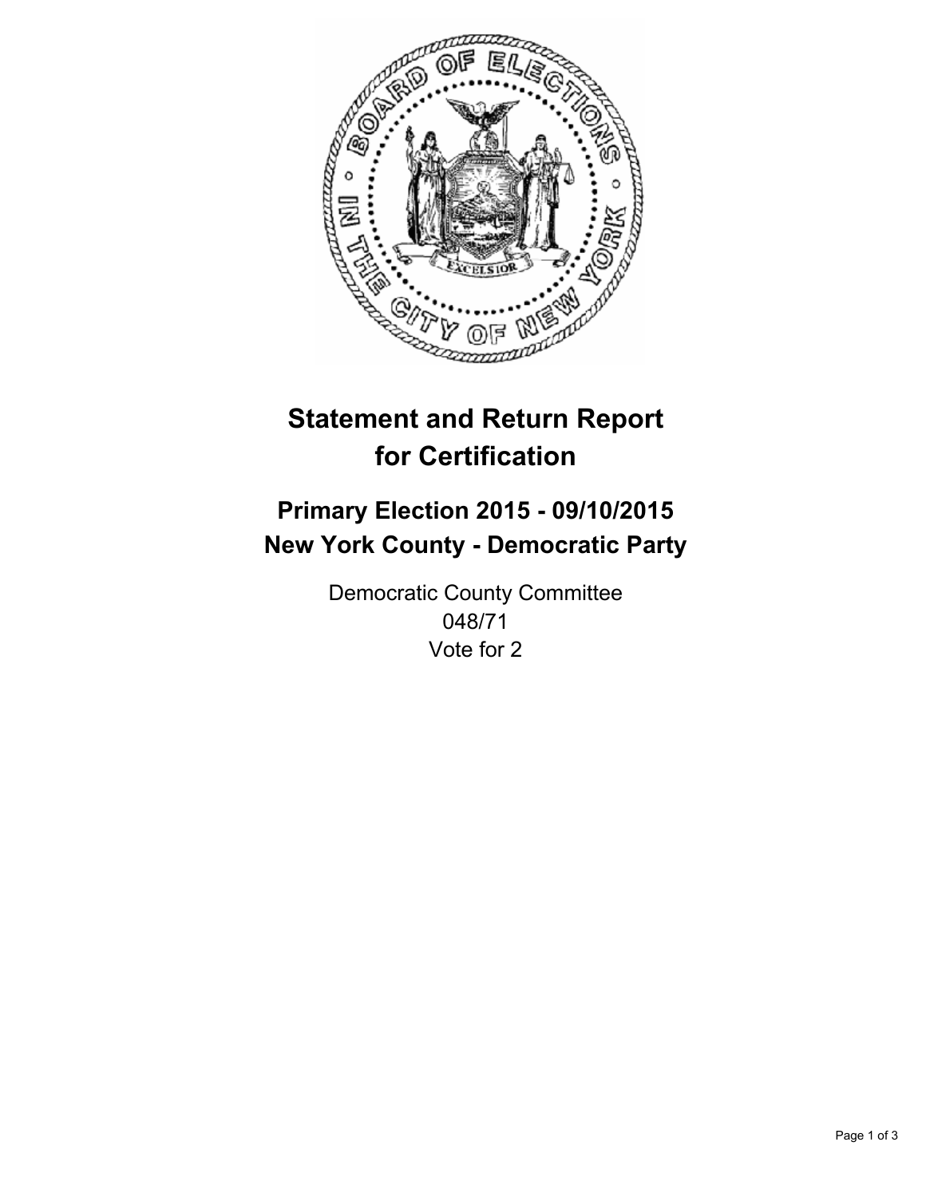# Statement and Return Report for Certification

## Primary Election 2015 - 09/10/2015
## New York County - Democratic Party

Democratic County Committee
048/71
Vote for 2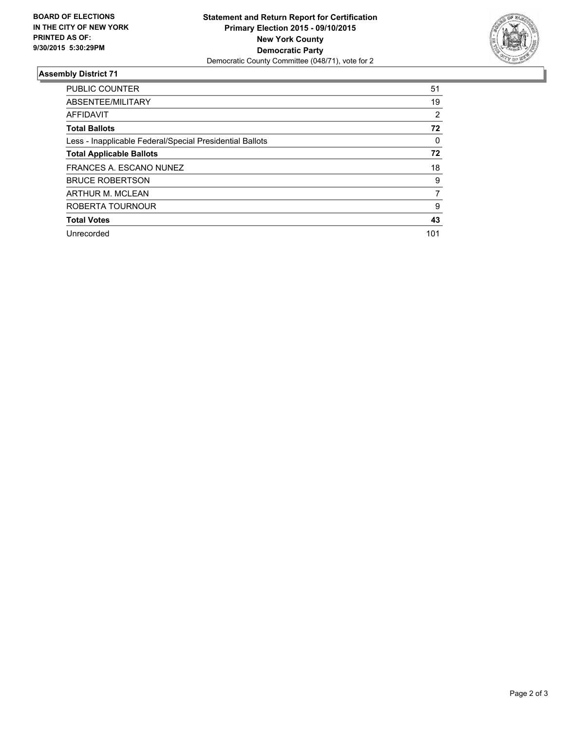**BOARD OF ELECTIONS IN THE CITY OF NEW YORK PRINTED AS OF: 9/30/2015 5:30:29PM**

**Statement and Return Report for Certification**
**Primary Election 2015 - 09/10/2015**
**New York County**
**Democratic Party**
Democratic County Committee (048/71), vote for 2

## Assembly District 71

| | |
|---|---|
| PUBLIC COUNTER | 51 |
| ABSENTEE/MILITARY | 19 |
| AFFIDAVIT | 2 |
| **Total Ballots** | **72** |
| Less - Inapplicable Federal/Special Presidential Ballots | 0 |
| **Total Applicable Ballots** | **72** |
| FRANCES A. ESCANO NUNEZ | 18 |
| BRUCE ROBERTSON | 9 |
| ARTHUR M. MCLEAN | 7 |
| ROBERTA TOURNOUR | 9 |
| **Total Votes** | **43** |
| Unrecorded | 101 |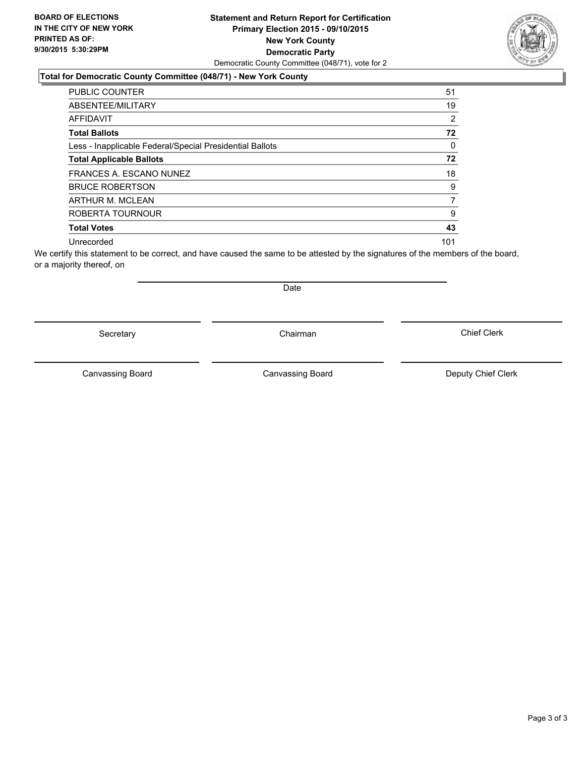**BOARD OF ELECTIONS**
**IN THE CITY OF NEW YORK**
**PRINTED AS OF:**
**9/30/2015 5:30:29PM**

**Statement and Return Report for Certification**
**Primary Election 2015 - 09/10/2015**
**New York County**
**Democratic Party**
Democratic County Committee (048/71), vote for 2

### Total for Democratic County Committee (048/71) - New York County

| | |
|---|---|
| PUBLIC COUNTER | 51 |
| ABSENTEE/MILITARY | 19 |
| AFFIDAVIT | 2 |
| **Total Ballots** | **72** |
| Less - Inapplicable Federal/Special Presidential Ballots | 0 |
| **Total Applicable Ballots** | **72** |
| FRANCES A. ESCANO NUNEZ | 18 |
| BRUCE ROBERTSON | 9 |
| ARTHUR M. MCLEAN | 7 |
| ROBERTA TOURNOUR | 9 |
| **Total Votes** | **43** |
| Unrecorded | 101 |

We certify this statement to be correct, and have caused the same to be attested by the signatures of the members of the board, or a majority thereof, on

Date

Secretary

Chairman

Chief Clerk

Canvassing Board

Canvassing Board

Deputy Chief Clerk